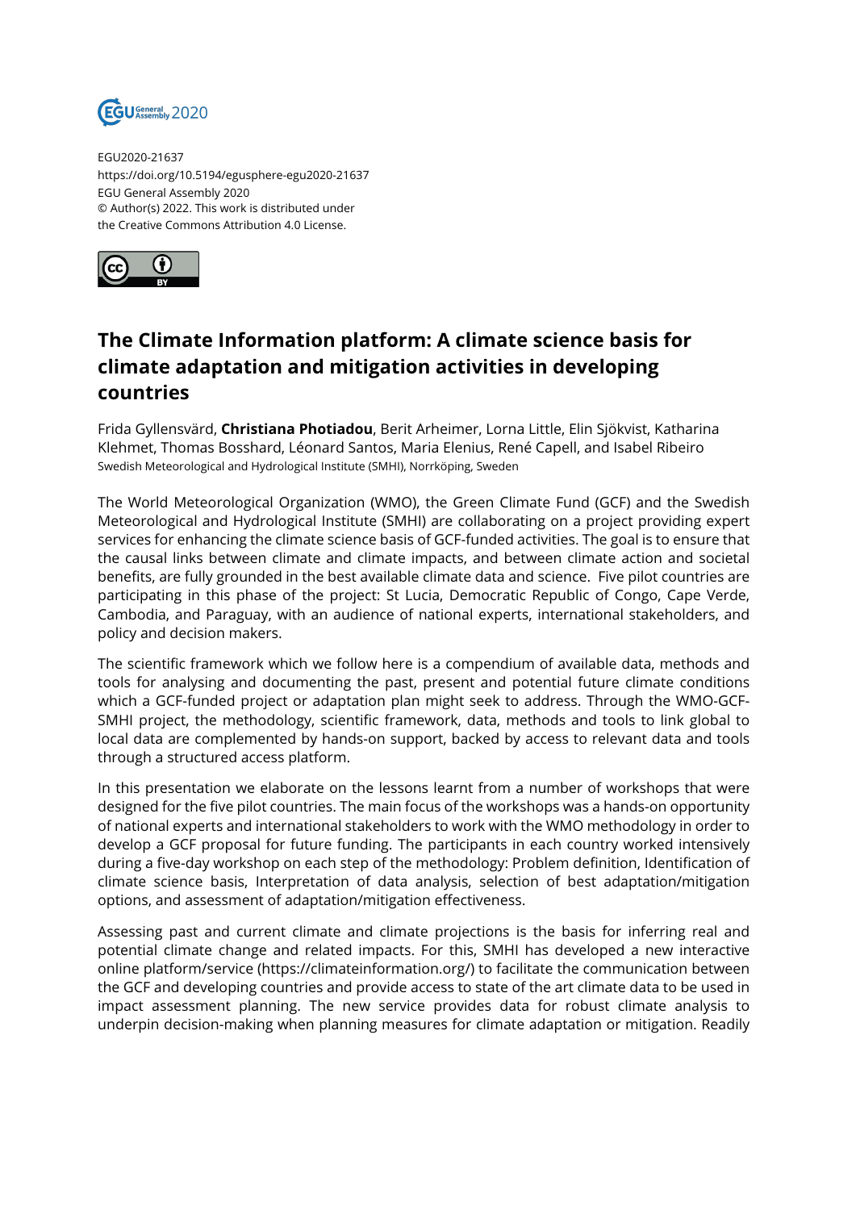EGU2020-21637
https://doi.org/10.5194/egusphere-egu2020-21637
EGU General Assembly 2020
© Author(s) 2022. This work is distributed under
the Creative Commons Attribution 4.0 License.

# The Climate Information platform: A climate science basis for climate adaptation and mitigation activities in developing countries

Frida Gyllensvärd, **Christiana Photiadou**, Berit Arheimer, Lorna Little, Elin Sjökvist, Katharina Klehmet, Thomas Bosshard, Léonard Santos, Maria Elenius, René Capell, and Isabel Ribeiro
Swedish Meteorological and Hydrological Institute (SMHI), Norrköping, Sweden

The World Meteorological Organization (WMO), the Green Climate Fund (GCF) and the Swedish Meteorological and Hydrological Institute (SMHI) are collaborating on a project providing expert services for enhancing the climate science basis of GCF-funded activities. The goal is to ensure that the causal links between climate and climate impacts, and between climate action and societal benefits, are fully grounded in the best available climate data and science. Five pilot countries are participating in this phase of the project: St Lucia, Democratic Republic of Congo, Cape Verde, Cambodia, and Paraguay, with an audience of national experts, international stakeholders, and policy and decision makers.

The scientific framework which we follow here is a compendium of available data, methods and tools for analysing and documenting the past, present and potential future climate conditions which a GCF-funded project or adaptation plan might seek to address. Through the WMO-GCF-SMHI project, the methodology, scientific framework, data, methods and tools to link global to local data are complemented by hands-on support, backed by access to relevant data and tools through a structured access platform.

In this presentation we elaborate on the lessons learnt from a number of workshops that were designed for the five pilot countries. The main focus of the workshops was a hands-on opportunity of national experts and international stakeholders to work with the WMO methodology in order to develop a GCF proposal for future funding. The participants in each country worked intensively during a five-day workshop on each step of the methodology: Problem definition, Identification of climate science basis, Interpretation of data analysis, selection of best adaptation/mitigation options, and assessment of adaptation/mitigation effectiveness.

Assessing past and current climate and climate projections is the basis for inferring real and potential climate change and related impacts. For this, SMHI has developed a new interactive online platform/service (https://climateinformation.org/) to facilitate the communication between the GCF and developing countries and provide access to state of the art climate data to be used in impact assessment planning. The new service provides data for robust climate analysis to underpin decision-making when planning measures for climate adaptation or mitigation. Readily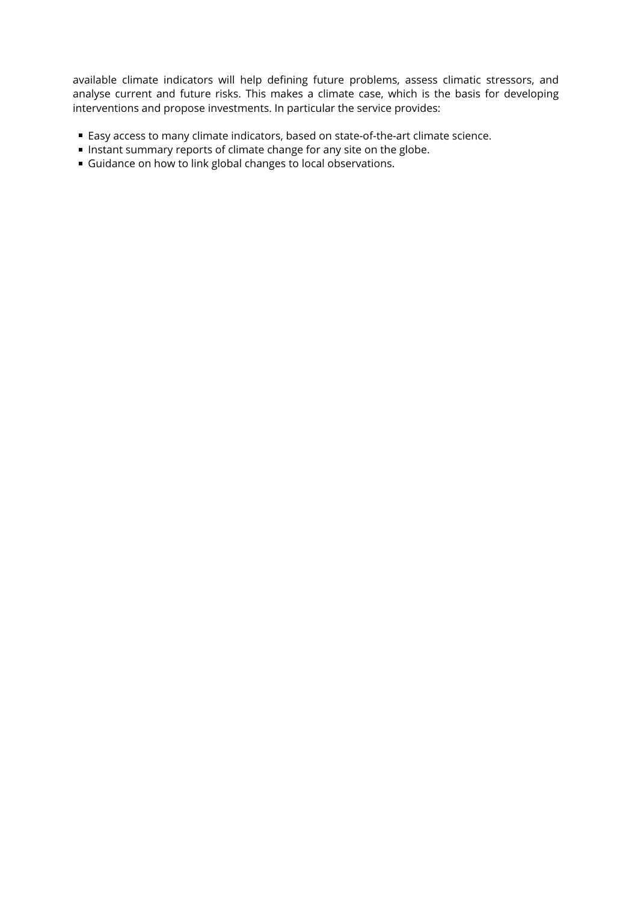available climate indicators will help defining future problems, assess climatic stressors, and analyse current and future risks. This makes a climate case, which is the basis for developing interventions and propose investments. In particular the service provides:

- Easy access to many climate indicators, based on state-of-the-art climate science.
- Instant summary reports of climate change for any site on the globe.
- Guidance on how to link global changes to local observations.